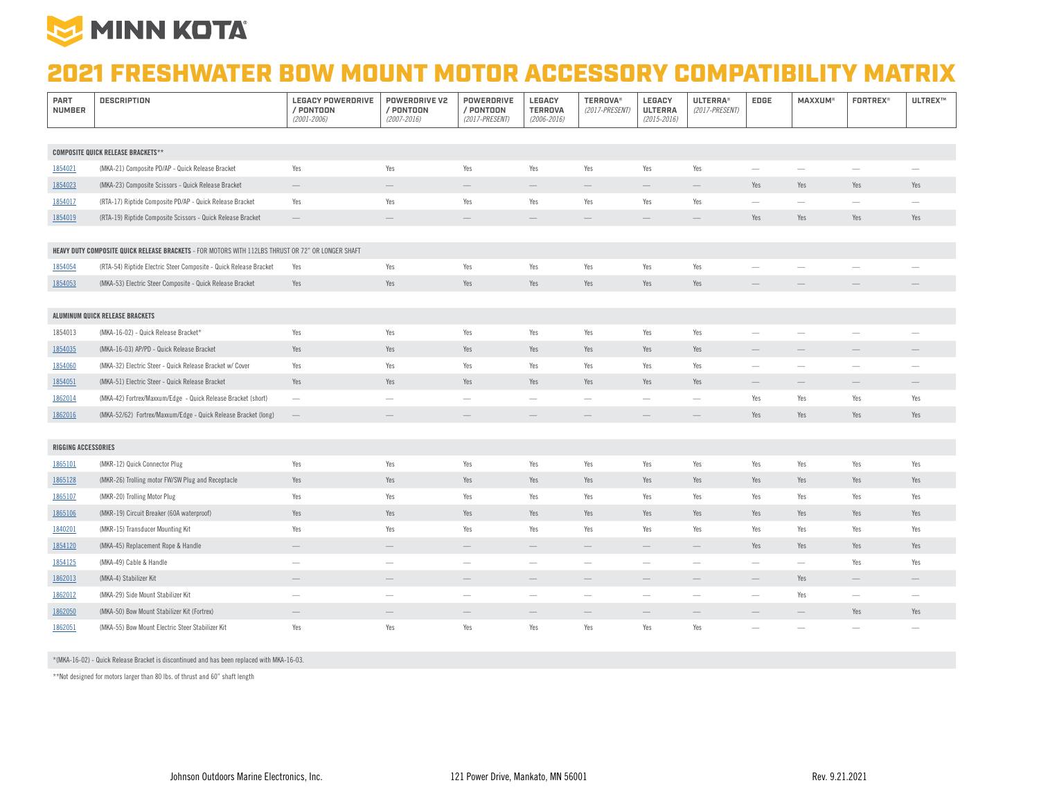# MINN KOTA

# 2021 FRESHWATER BOW MOUNT MOTOR ACCESSORY COMPATIBILITY MATRIX

| PART NUMBER | DESCRIPTION | LEGACY POWERDRIVE / PONTOON *(2001-2006)* | POWERDRIVE V2 / PONTOON *(2007-2016)* | POWERDRIVE / PONTOON *(2017-PRESENT)* | LEGACY TERROVA *(2006-2016)* | TERROVA® *(2017-PRESENT)* | LEGACY ULTERRA *(2015-2016)* | ULTERRA® *(2017-PRESENT)* | EDGE | MAXXUM® | FORTREX® | ULTREX™ |
|---|---|---|---|---|---|---|---|---|---|---|---|---|
| **COMPOSITE QUICK RELEASE BRACKETS**** | | | | | | | | | | | | |
| 1854021 | (MKA-21) Composite PD/AP - Quick Release Bracket | Yes | Yes | Yes | Yes | Yes | Yes | Yes | — | — | — | — |
| 1854023 | (MKA-23) Composite Scissors - Quick Release Bracket | — | — | — | — | — | — | — | Yes | Yes | Yes | Yes |
| 1854017 | (RTA-17) Riptide Composite PD/AP - Quick Release Bracket | Yes | Yes | Yes | Yes | Yes | Yes | Yes | — | — | — | — |
| 1854019 | (RTA-19) Riptide Composite Scissors - Quick Release Bracket | — | — | — | — | — | — | — | Yes | Yes | Yes | Yes |
| **HEAVY DUTY COMPOSITE QUICK RELEASE BRACKETS** - FOR MOTORS WITH 112LBS THRUST OR 72" OR LONGER SHAFT | | | | | | | | | | | | |
| 1854054 | (RTA-54) Riptide Electric Steer Composite - Quick Release Bracket | Yes | Yes | Yes | Yes | Yes | Yes | Yes | — | — | — | — |
| 1854053 | (MKA-53) Electric Steer Composite - Quick Release Bracket | Yes | Yes | Yes | Yes | Yes | Yes | Yes | — | — | — | — |
| **ALUMINUM QUICK RELEASE BRACKETS** | | | | | | | | | | | | |
| 1854013 | (MKA-16-02) - Quick Release Bracket* | Yes | Yes | Yes | Yes | Yes | Yes | Yes | — | — | — | — |
| 1854035 | (MKA-16-03) AP/PD - Quick Release Bracket | Yes | Yes | Yes | Yes | Yes | Yes | Yes | — | — | — | — |
| 1854060 | (MKA-32) Electric Steer - Quick Release Bracket w/ Cover | Yes | Yes | Yes | Yes | Yes | Yes | Yes | — | — | — | — |
| 1854051 | (MKA-51) Electric Steer - Quick Release Bracket | Yes | Yes | Yes | Yes | Yes | Yes | Yes | — | — | — | — |
| 1862014 | (MKA-42) Fortrex/Maxxum/Edge - Quick Release Bracket (short) | — | — | — | — | — | — | — | Yes | Yes | Yes | Yes |
| 1862016 | (MKA-52/62) Fortrex/Maxxum/Edge - Quick Release Bracket (long) | — | — | — | — | — | — | — | Yes | Yes | Yes | Yes |
| **RIGGING ACCESSORIES** | | | | | | | | | | | | |
| 1865101 | (MKR-12) Quick Connector Plug | Yes | Yes | Yes | Yes | Yes | Yes | Yes | Yes | Yes | Yes | Yes |
| 1865128 | (MKR-26) Trolling motor FW/SW Plug and Receptacle | Yes | Yes | Yes | Yes | Yes | Yes | Yes | Yes | Yes | Yes | Yes |
| 1865107 | (MKR-20) Trolling Motor Plug | Yes | Yes | Yes | Yes | Yes | Yes | Yes | Yes | Yes | Yes | Yes |
| 1865106 | (MKR-19) Circuit Breaker (60A waterproof) | Yes | Yes | Yes | Yes | Yes | Yes | Yes | Yes | Yes | Yes | Yes |
| 1840201 | (MKR-15) Transducer Mounting Kit | Yes | Yes | Yes | Yes | Yes | Yes | Yes | Yes | Yes | Yes | Yes |
| 1854120 | (MKA-45) Replacement Rope & Handle | — | — | — | — | — | — | — | Yes | Yes | Yes | Yes |
| 1854125 | (MKA-49) Cable & Handle | — | — | — | — | — | — | — | — | — | Yes | Yes |
| 1862013 | (MKA-4) Stabilizer Kit | — | — | — | — | — | — | — | — | Yes | — | — |
| 1862012 | (MKA-29) Side Mount Stabilizer Kit | — | — | — | — | — | — | — | — | Yes | — | — |
| 1862050 | (MKA-50) Bow Mount Stabilizer Kit (Fortrex) | — | — | — | — | — | — | — | — | — | Yes | Yes |
| 1862051 | (MKA-55) Bow Mount Electric Steer Stabilizer Kit | Yes | Yes | Yes | Yes | Yes | Yes | Yes | — | — | — | — |

*(MKA-16-02) - Quick Release Bracket is discontinued and has been replaced with MKA-16-03.

**Not designed for motors larger than 80 lbs. of thrust and 60" shaft length

Johnson Outdoors Marine Electronics, Inc. 121 Power Drive, Mankato, MN 56001 Rev. 9.21.2021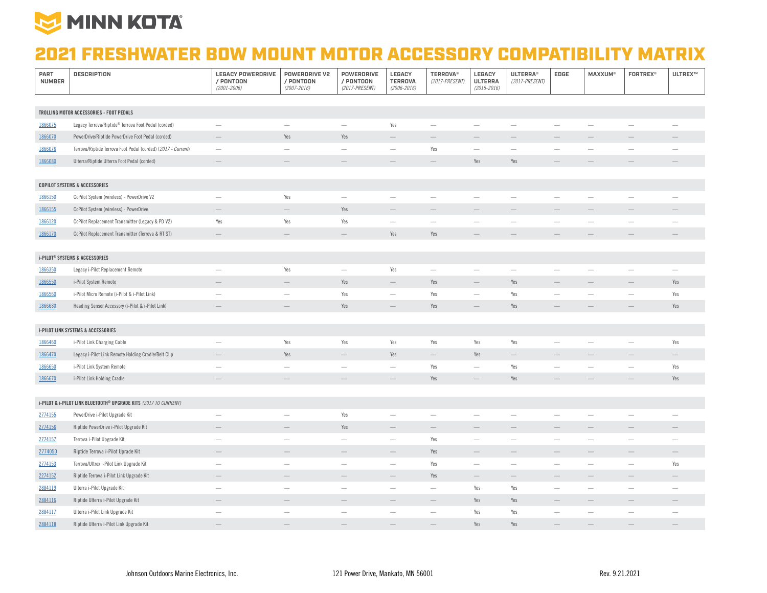# 2021 FRESHWATER BOW MOUNT MOTOR ACCESSORY COMPATIBILITY MATRIX

| PART NUMBER | DESCRIPTION | LEGACY POWERDRIVE / PONTOON *(2001-2006)* | POWERDRIVE V2 / PONTOON *(2007-2016)* | POWERDRIVE / PONTOON *(2017-PRESENT)* | LEGACY TERROVA *(2006-2016)* | TERROVA® *(2017-PRESENT)* | LEGACY ULTERRA *(2015-2016)* | ULTERRA® *(2017-PRESENT)* | EDGE | MAXXUM® | FORTREX® | ULTREX™ |
|---|---|---|---|---|---|---|---|---|---|---|---|---|
| **TROLLING MOTOR ACCESSORIES - FOOT PEDALS** | | | | | | | | | | | | |
| 1866075 | Legacy Terrova/Riptide® Terrova Foot Pedal (corded) | — | — | — | Yes | — | — | — | — | — | — | — |
| 1866070 | PowerDrive/Riptide PowerDrive Foot Pedal (corded) | — | Yes | Yes | — | — | — | — | — | — | — | — |
| 1866076 | Terrova/Riptide Terrova Foot Pedal (corded) *(2017 - Current)* | — | — | — | — | Yes | — | — | — | — | — | — |
| 1866080 | Ulterra/Riptide Ulterra Foot Pedal (corded) | — | — | — | — | — | Yes | Yes | — | — | — | — |
| **COPILOT SYSTEMS & ACCESSORIES** | | | | | | | | | | | | |
| 1866150 | CoPilot System (wireless) - PowerDrive V2 | — | Yes | — | — | — | — | — | — | — | — | — |
| 1866155 | CoPilot System (wireless) - PowerDrive | — | — | Yes | — | — | — | — | — | — | — | — |
| 1866120 | CoPilot Replacement Transmitter (Legacy & PD V2) | Yes | Yes | Yes | — | — | — | — | — | — | — | — |
| 1866170 | CoPilot Replacement Transmitter (Terrova & RT ST) | — | — | — | Yes | Yes | — | — | — | — | — | — |
| **i-PILOT® SYSTEMS & ACCESSORIES** | | | | | | | | | | | | |
| 1866350 | Legacy i-Pilot Replacement Remote | — | Yes | — | Yes | — | — | — | — | — | — | — |
| 1866550 | i-Pilot System Remote | — | — | Yes | — | Yes | — | Yes | — | — | — | Yes |
| 1866560 | i-Pilot Micro Remote (i-Pilot & i-Pilot Link) | — | — | Yes | — | Yes | — | Yes | — | — | — | Yes |
| 1866680 | Heading Sensor Accessory (i-Pilot & i-Pilot Link) | — | — | Yes | — | Yes | — | Yes | — | — | — | Yes |
| **i-PILOT LINK SYSTEMS & ACCESSORIES** | | | | | | | | | | | | |
| 1866460 | i-Pilot Link Charging Cable | — | Yes | Yes | Yes | Yes | Yes | Yes | — | — | — | Yes |
| 1866470 | Legacy i-Pilot Link Remote Holding Cradle/Belt Clip | — | Yes | — | Yes | — | Yes | — | — | — | — | — |
| 1866650 | i-Pilot Link System Remote | — | — | — | — | Yes | — | Yes | — | — | — | Yes |
| 1866670 | i-Pilot Link Holding Cradle | — | — | — | — | Yes | — | Yes | — | — | — | Yes |
| **i-PILOT & i-PILOT LINK BLUETOOTH® UPGRADE KITS** *(2017 TO CURRENT)* | | | | | | | | | | | | |
| 2774155 | PowerDrive i-Pilot Upgrade Kit | — | — | Yes | — | — | — | — | — | — | — | — |
| 2774156 | Riptide PowerDrive i-Pilot Upgrade Kit | — | — | Yes | — | — | — | — | — | — | — | — |
| 2774157 | Terrova i-Pilot Upgrade Kit | — | — | — | — | Yes | — | — | — | — | — | — |
| 2774050 | Riptide Terrova i-Pilot Uprade Kit | — | — | — | — | Yes | — | — | — | — | — | — |
| 2774153 | Terrova/Ultrex i-Pilot Link Upgrade Kit | — | — | — | — | Yes | — | — | — | — | — | Yes |
| 2274152 | Riptide Terrova i-Pilot Link Upgrade Kit | — | — | — | — | Yes | — | — | — | — | — | — |
| 2884119 | Ulterra i-Pilot Upgrade Kit | — | — | — | — | — | Yes | Yes | — | — | — | — |
| 2884116 | Riptide Ulterra i-Pilot Upgrade Kit | — | — | — | — | — | Yes | Yes | — | — | — | — |
| 2884117 | Ulterra i-Pilot Link Upgrade Kit | — | — | — | — | — | Yes | Yes | — | — | — | — |
| 2884118 | Riptide Ulterra i-Pilot Link Upgrade Kit | — | — | — | — | — | Yes | Yes | — | — | — | — |

Johnson Outdoors Marine Electronics, Inc. 121 Power Drive, Mankato, MN 56001 Rev. 9.21.2021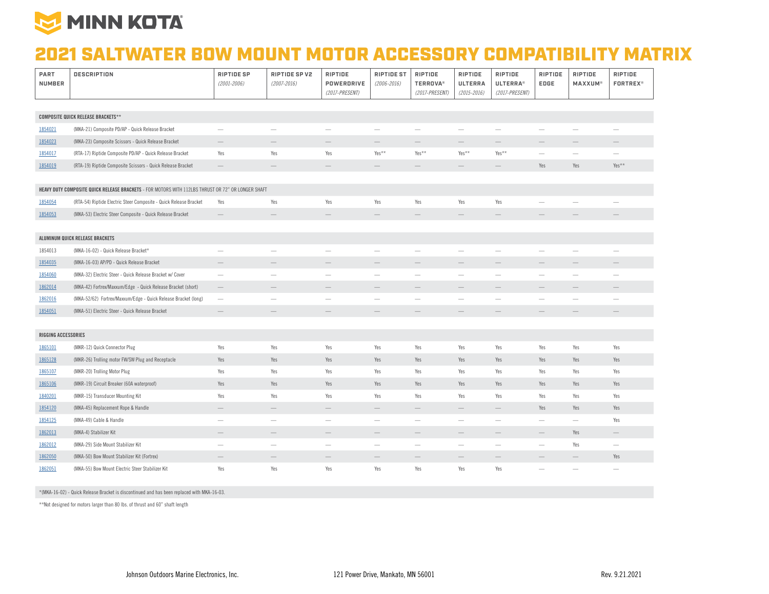# MINN KOTA

# 2021 SALTWATER BOW MOUNT MOTOR ACCESSORY COMPATIBILITY MATRIX

| PART NUMBER | DESCRIPTION | RIPTIDE SP *(2001-2006)* | RIPTIDE SP V2 *(2007-2016)* | RIPTIDE POWERDRIVE *(2017-PRESENT)* | RIPTIDE ST *(2006-2016)* | RIPTIDE TERROVA® *(2017-PRESENT)* | RIPTIDE ULTERRA *(2015-2016)* | RIPTIDE ULTERRA® *(2017-PRESENT)* | RIPTIDE EDGE | RIPTIDE MAXXUM® | RIPTIDE FORTREX® |
|---|---|---|---|---|---|---|---|---|---|---|---|
| **COMPOSITE QUICK RELEASE BRACKETS\*\*** | | | | | | | | | | | |
| 1854021 | (MKA-21) Composite PD/AP - Quick Release Bracket | — | — | — | — | — | — | — | — | — | — |
| 1854023 | (MKA-23) Composite Scissors - Quick Release Bracket | — | — | — | — | — | — | — | — | — | — |
| 1854017 | (RTA-17) Riptide Composite PD/AP - Quick Release Bracket | Yes | Yes | Yes | Yes** | Yes** | Yes** | Yes** | — | — | — |
| 1854019 | (RTA-19) Riptide Composite Scissors - Quick Release Bracket | — | — | — | — | — | — | — | Yes | Yes | Yes** |
| **HEAVY DUTY COMPOSITE QUICK RELEASE BRACKETS** - FOR MOTORS WITH 112LBS THRUST OR 72" OR LONGER SHAFT | | | | | | | | | | | |
| 1854054 | (RTA-54) Riptide Electric Steer Composite - Quick Release Bracket | Yes | Yes | Yes | Yes | Yes | Yes | Yes | — | — | — |
| 1854053 | (MKA-53) Electric Steer Composite - Quick Release Bracket | — | — | — | — | — | — | — | — | — | — |
| **ALUMINUM QUICK RELEASE BRACKETS** | | | | | | | | | | | |
| 1854013 | (MKA-16-02) - Quick Release Bracket* | — | — | — | — | — | — | — | — | — | — |
| 1854035 | (MKA-16-03) AP/PD - Quick Release Bracket | — | — | — | — | — | — | — | — | — | — |
| 1854060 | (MKA-32) Electric Steer - Quick Release Bracket w/ Cover | — | — | — | — | — | — | — | — | — | — |
| 1862014 | (MKA-42) Fortrex/Maxxum/Edge - Quick Release Bracket (short) | — | — | — | — | — | — | — | — | — | — |
| 1862016 | (MKA-52/62) Fortrex/Maxxum/Edge - Quick Release Bracket (long) | — | — | — | — | — | — | — | — | — | — |
| 1854051 | (MKA-51) Electric Steer - Quick Release Bracket | — | — | — | — | — | — | — | — | — | — |
| **RIGGING ACCESSORIES** | | | | | | | | | | | |
| 1865101 | (MKR-12) Quick Connector Plug | Yes | Yes | Yes | Yes | Yes | Yes | Yes | Yes | Yes | Yes |
| 1865128 | (MKR-26) Trolling motor FW/SW Plug and Receptacle | Yes | Yes | Yes | Yes | Yes | Yes | Yes | Yes | Yes | Yes |
| 1865107 | (MKR-20) Trolling Motor Plug | Yes | Yes | Yes | Yes | Yes | Yes | Yes | Yes | Yes | Yes |
| 1865106 | (MKR-19) Circuit Breaker (60A waterproof) | Yes | Yes | Yes | Yes | Yes | Yes | Yes | Yes | Yes | Yes |
| 1840201 | (MKR-15) Transducer Mounting Kit | Yes | Yes | Yes | Yes | Yes | Yes | Yes | Yes | Yes | Yes |
| 1854120 | (MKA-45) Replacement Rope & Handle | — | — | — | — | — | — | — | Yes | Yes | Yes |
| 1854125 | (MKA-49) Cable & Handle | — | — | — | — | — | — | — | — | — | Yes |
| 1862013 | (MKA-4) Stabilizer Kit | — | — | — | — | — | — | — | — | Yes | — |
| 1862012 | (MKA-29) Side Mount Stabilizer Kit | — | — | — | — | — | — | — | — | Yes | — |
| 1862050 | (MKA-50) Bow Mount Stabilizer Kit (Fortrex) | — | — | — | — | — | — | — | — | — | Yes |
| 1862051 | (MKA-55) Bow Mount Electric Steer Stabilizer Kit | Yes | Yes | Yes | Yes | Yes | Yes | Yes | — | — | — |

*(MKA-16-02) - Quick Release Bracket is discontinued and has been replaced with MKA-16-03.

**Not designed for motors larger than 80 lbs. of thrust and 60" shaft length

Johnson Outdoors Marine Electronics, Inc. 121 Power Drive, Mankato, MN 56001 Rev. 9.21.2021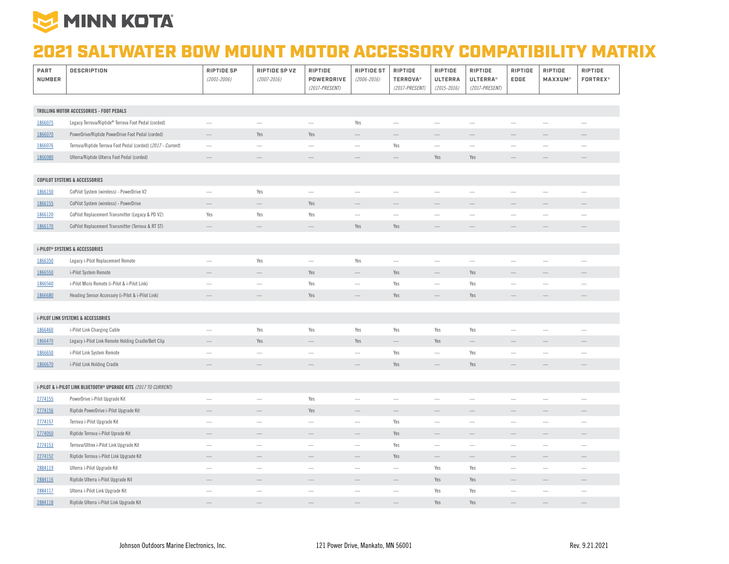# MINN KOTA

# 2021 SALTWATER BOW MOUNT MOTOR ACCESSORY COMPATIBILITY MATRIX

| PART NUMBER | DESCRIPTION | RIPTIDE SP *(2001-2006)* | RIPTIDE SP V2 *(2007-2016)* | RIPTIDE POWERDRIVE *(2017-PRESENT)* | RIPTIDE ST *(2006-2016)* | RIPTIDE TERROVA® *(2017-PRESENT)* | RIPTIDE ULTERRA *(2015-2016)* | RIPTIDE ULTERRA® *(2017-PRESENT)* | RIPTIDE EDGE | RIPTIDE MAXXUM® | RIPTIDE FORTREX® |
|---|---|---|---|---|---|---|---|---|---|---|---|
| **TROLLING MOTOR ACCESSORIES - FOOT PEDALS** | | | | | | | | | | | |
| 1866075 | Legacy Terrova/Riptide® Terrova Foot Pedal (corded) | — | — | — | Yes | — | — | — | — | — | — |
| 1866070 | PowerDrive/Riptide PowerDrive Foot Pedal (corded) | — | Yes | Yes | — | — | — | — | — | — | — |
| 1866076 | Terrova/Riptide Terrova Foot Pedal (corded) *(2017 - Current)* | — | — | — | — | Yes | — | — | — | — | — |
| 1866080 | Ulterra/Riptide Ulterra Foot Pedal (corded) | — | — | — | — | — | Yes | Yes | — | — | — |
| **COPILOT SYSTEMS & ACCESSORIES** | | | | | | | | | | | |
| 1866150 | CoPilot System (wireless) - PowerDrive V2 | — | Yes | — | — | — | — | — | — | — | — |
| 1866155 | CoPilot System (wireless) - PowerDrive | — | — | Yes | — | — | — | — | — | — | — |
| 1866120 | CoPilot Replacement Transmitter (Legacy & PD V2) | Yes | Yes | Yes | — | — | — | — | — | — | — |
| 1866170 | CoPilot Replacement Transmitter (Terrova & RT ST) | — | — | — | Yes | Yes | — | — | — | — | — |
| **i-PILOT® SYSTEMS & ACCESSORIES** | | | | | | | | | | | |
| 1866350 | Legacy i-Pilot Replacement Remote | — | Yes | — | Yes | — | — | — | — | — | — |
| 1866550 | i-Pilot System Remote | — | — | Yes | — | Yes | — | Yes | — | — | — |
| 1866560 | i-Pilot Micro Remote (i-Pilot & i-Pilot Link) | — | — | Yes | — | Yes | — | Yes | — | — | — |
| 1866680 | Heading Sensor Accessory (i-Pilot & i-Pilot Link) | — | — | Yes | — | Yes | — | Yes | — | — | — |
| **i-PILOT LINK SYSTEMS & ACCESSORIES** | | | | | | | | | | | |
| 1866460 | i-Pilot Link Charging Cable | — | Yes | Yes | Yes | Yes | Yes | Yes | — | — | — |
| 1866470 | Legacy i-Pilot Link Remote Holding Cradle/Belt Clip | — | Yes | — | Yes | — | Yes | — | — | — | — |
| 1866650 | i-Pilot Link System Remote | — | — | — | — | Yes | — | Yes | — | — | — |
| 1866670 | i-Pilot Link Holding Cradle | — | — | — | — | Yes | — | Yes | — | — | — |
| **i-PILOT & i-PILOT LINK BLUETOOTH® UPGRADE KITS** *(2017 TO CURRENT)* | | | | | | | | | | | |
| 2774155 | PowerDrive i-Pilot Upgrade Kit | — | — | Yes | — | — | — | — | — | — | — |
| 2774156 | Riptide PowerDrive i-Pilot Upgrade Kit | — | — | Yes | — | — | — | — | — | — | — |
| 2774157 | Terrova i-Pilot Upgrade Kit | — | — | — | — | Yes | — | — | — | — | — |
| 2774050 | Riptide Terrova i-Pilot Urade Kit | — | — | — | — | Yes | — | — | — | — | — |
| 2774153 | Terrova/Ultrex i-Pilot Link Upgrade Kit | — | — | — | — | Yes | — | — | — | — | — |
| 2274152 | Riptide Terrova i-Pilot Link Upgrade Kit | — | — | — | — | Yes | — | — | — | — | — |
| 2884119 | Ulterra i-Pilot Upgrade Kit | — | — | — | — | — | Yes | Yes | — | — | — |
| 2884116 | Riptide Ulterra i-Pilot Upgrade Kit | — | — | — | — | — | Yes | Yes | — | — | — |
| 2884117 | Ulterra i-Pilot Link Upgrade Kit | — | — | — | — | — | Yes | Yes | — | — | — |
| 2884118 | Riptide Ulterra i-Pilot Link Upgrade Kit | — | — | — | — | — | Yes | Yes | — | — | — |

Johnson Outdoors Marine Electronics, Inc. 121 Power Drive, Mankato, MN 56001 Rev. 9.21.2021